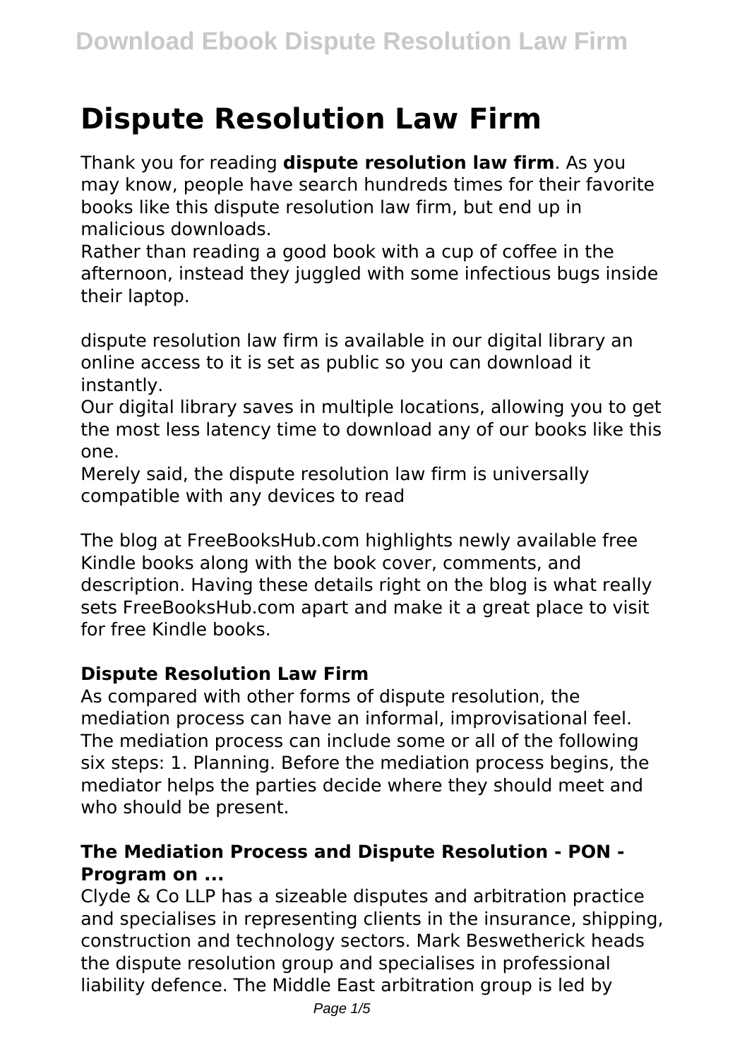# Dispute Resolution Law Firm

Thank you for reading **dispute resolution law firm**. As you may know, people have search hundreds times for their favorite books like this dispute resolution law firm, but end up in malicious downloads.

Rather than reading a good book with a cup of coffee in the afternoon, instead they juggled with some infectious bugs inside their laptop.

dispute resolution law firm is available in our digital library an online access to it is set as public so you can download it instantly.

Our digital library saves in multiple locations, allowing you to get the most less latency time to download any of our books like this one.

Merely said, the dispute resolution law firm is universally compatible with any devices to read

The blog at FreeBooksHub.com highlights newly available free Kindle books along with the book cover, comments, and description. Having these details right on the blog is what really sets FreeBooksHub.com apart and make it a great place to visit for free Kindle books.

### Dispute Resolution Law Firm

As compared with other forms of dispute resolution, the mediation process can have an informal, improvisational feel. The mediation process can include some or all of the following six steps: 1. Planning. Before the mediation process begins, the mediator helps the parties decide where they should meet and who should be present.

### The Mediation Process and Dispute Resolution - PON - Program on ...

Clyde & Co LLP has a sizeable disputes and arbitration practice and specialises in representing clients in the insurance, shipping, construction and technology sectors. Mark Beswetherick heads the dispute resolution group and specialises in professional liability defence. The Middle East arbitration group is led by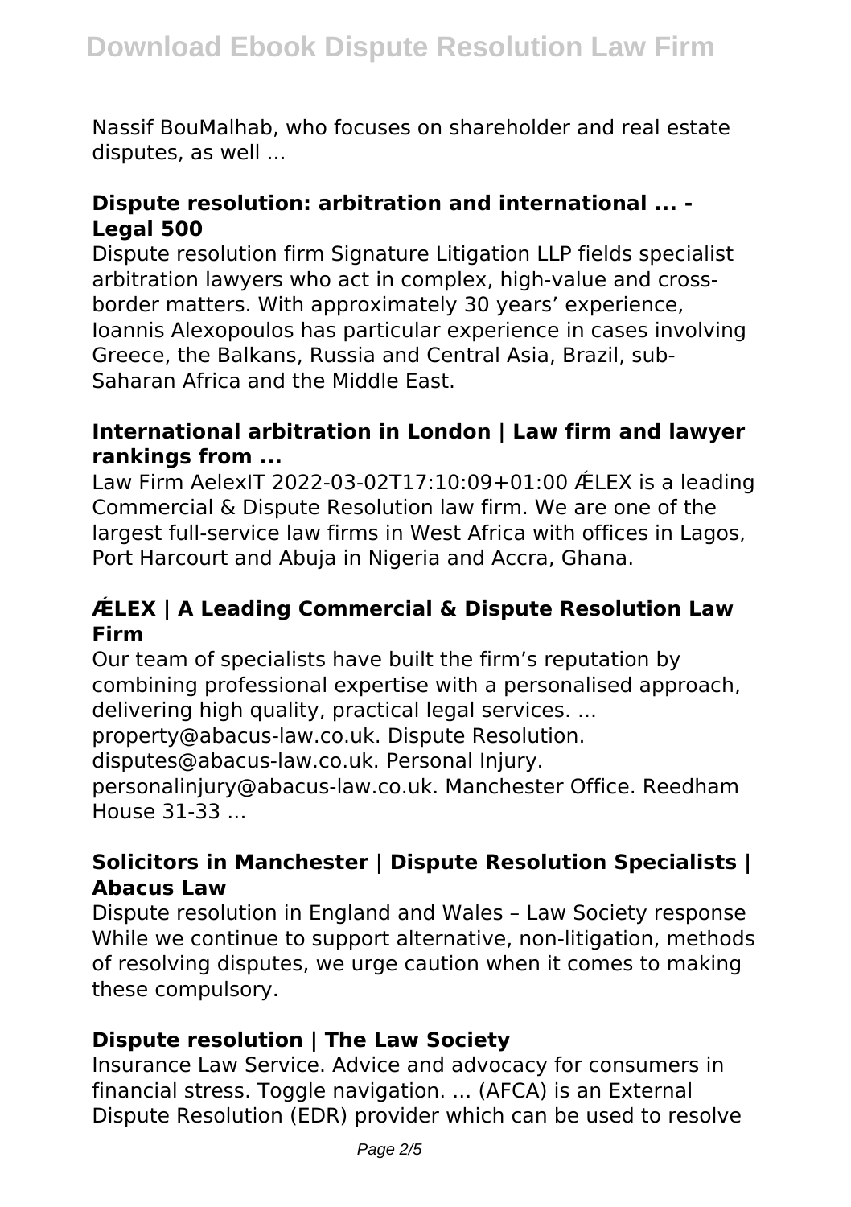Nassif BouMalhab, who focuses on shareholder and real estate disputes, as well ...

### Dispute resolution: arbitration and international ... - Legal 500

Dispute resolution firm Signature Litigation LLP fields specialist arbitration lawyers who act in complex, high-value and cross-border matters. With approximately 30 years' experience, Ioannis Alexopoulos has particular experience in cases involving Greece, the Balkans, Russia and Central Asia, Brazil, sub-Saharan Africa and the Middle East.

### International arbitration in London | Law firm and lawyer rankings from ...

Law Firm AelexIT 2022-03-02T17:10:09+01:00 ÆLEX is a leading Commercial & Dispute Resolution law firm. We are one of the largest full-service law firms in West Africa with offices in Lagos, Port Harcourt and Abuja in Nigeria and Accra, Ghana.

### ÆLEX | A Leading Commercial & Dispute Resolution Law Firm

Our team of specialists have built the firm's reputation by combining professional expertise with a personalised approach, delivering high quality, practical legal services. ... property@abacus-law.co.uk. Dispute Resolution. disputes@abacus-law.co.uk. Personal Injury. personalinjury@abacus-law.co.uk. Manchester Office. Reedham House 31-33 ...

### Solicitors in Manchester | Dispute Resolution Specialists | Abacus Law

Dispute resolution in England and Wales – Law Society response While we continue to support alternative, non-litigation, methods of resolving disputes, we urge caution when it comes to making these compulsory.

### Dispute resolution | The Law Society

Insurance Law Service. Advice and advocacy for consumers in financial stress. Toggle navigation. ... (AFCA) is an External Dispute Resolution (EDR) provider which can be used to resolve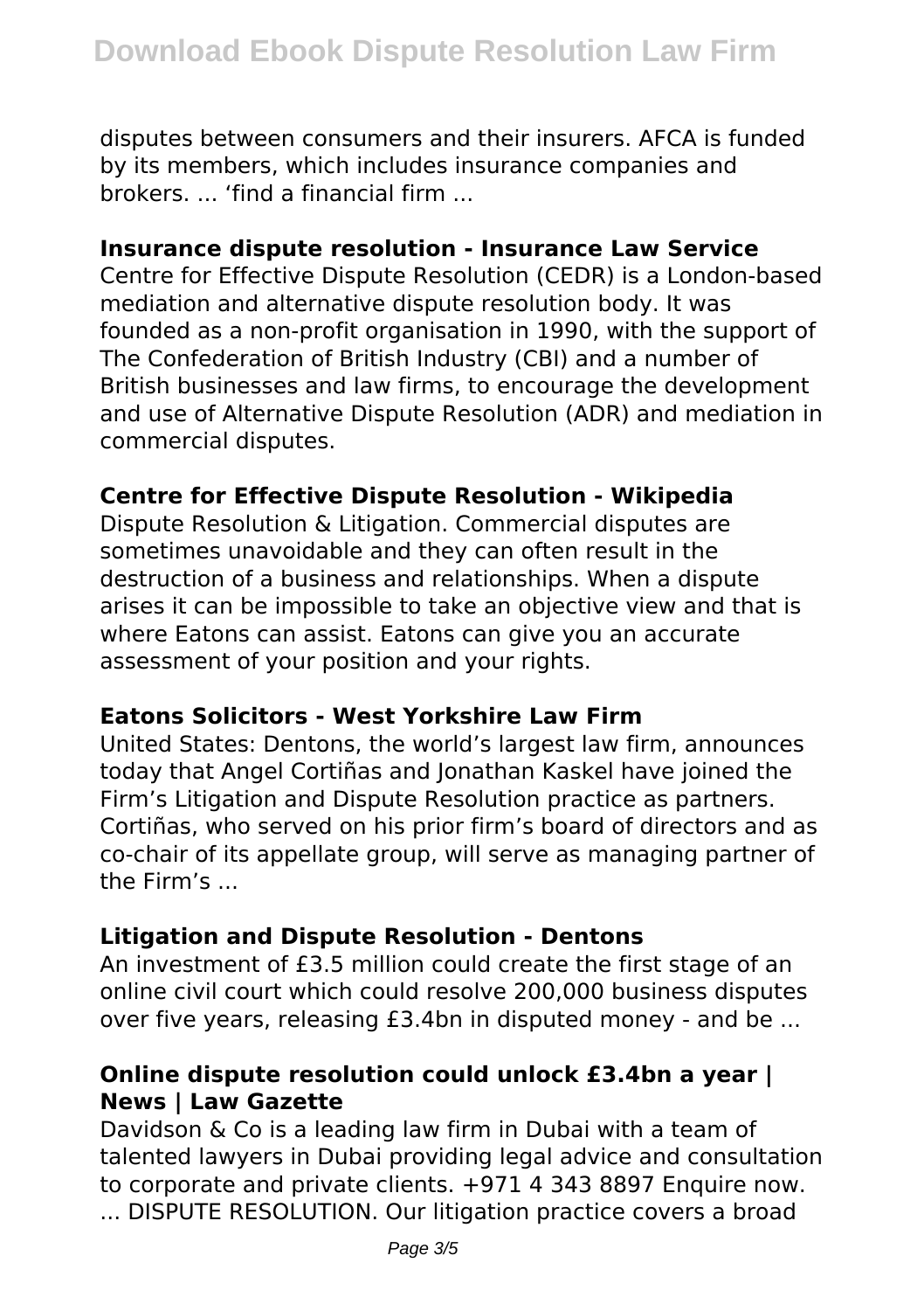disputes between consumers and their insurers. AFCA is funded by its members, which includes insurance companies and brokers. ... 'find a financial firm ...

**Insurance dispute resolution - Insurance Law Service**

Centre for Effective Dispute Resolution (CEDR) is a London-based mediation and alternative dispute resolution body. It was founded as a non-profit organisation in 1990, with the support of The Confederation of British Industry (CBI) and a number of British businesses and law firms, to encourage the development and use of Alternative Dispute Resolution (ADR) and mediation in commercial disputes.

**Centre for Effective Dispute Resolution - Wikipedia**

Dispute Resolution & Litigation. Commercial disputes are sometimes unavoidable and they can often result in the destruction of a business and relationships. When a dispute arises it can be impossible to take an objective view and that is where Eatons can assist. Eatons can give you an accurate assessment of your position and your rights.

**Eatons Solicitors - West Yorkshire Law Firm**

United States: Dentons, the world's largest law firm, announces today that Angel Cortiñas and Jonathan Kaskel have joined the Firm's Litigation and Dispute Resolution practice as partners. Cortiñas, who served on his prior firm's board of directors and as co-chair of its appellate group, will serve as managing partner of the Firm's ...

**Litigation and Dispute Resolution - Dentons**

An investment of £3.5 million could create the first stage of an online civil court which could resolve 200,000 business disputes over five years, releasing £3.4bn in disputed money - and be ...

**Online dispute resolution could unlock £3.4bn a year | News | Law Gazette**

Davidson & Co is a leading law firm in Dubai with a team of talented lawyers in Dubai providing legal advice and consultation to corporate and private clients. +971 4 343 8897 Enquire now. ... DISPUTE RESOLUTION. Our litigation practice covers a broad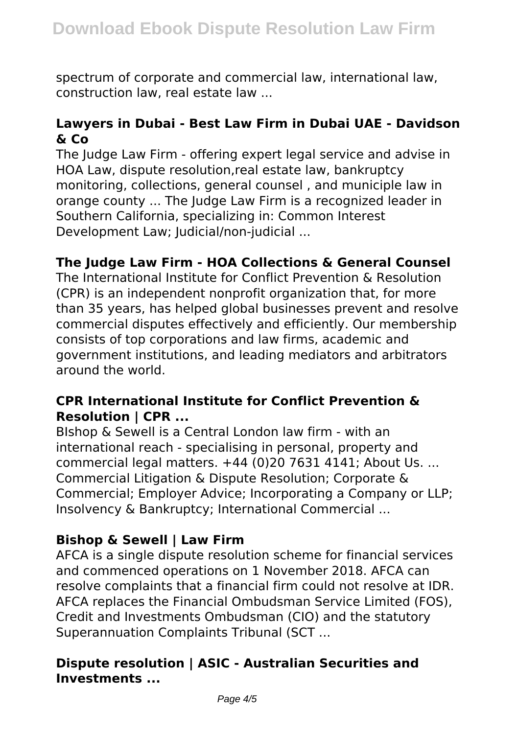spectrum of corporate and commercial law, international law, construction law, real estate law ...

### Lawyers in Dubai - Best Law Firm in Dubai UAE - Davidson & Co

The Judge Law Firm - offering expert legal service and advise in HOA Law, dispute resolution,real estate law, bankruptcy monitoring, collections, general counsel , and municiple law in orange county ... The Judge Law Firm is a recognized leader in Southern California, specializing in: Common Interest Development Law; Judicial/non-judicial ...

### The Judge Law Firm - HOA Collections & General Counsel

The International Institute for Conflict Prevention & Resolution (CPR) is an independent nonprofit organization that, for more than 35 years, has helped global businesses prevent and resolve commercial disputes effectively and efficiently. Our membership consists of top corporations and law firms, academic and government institutions, and leading mediators and arbitrators around the world.

### CPR International Institute for Conflict Prevention & Resolution | CPR ...

BIshop & Sewell is a Central London law firm - with an international reach - specialising in personal, property and commercial legal matters. +44 (0)20 7631 4141; About Us. ... Commercial Litigation & Dispute Resolution; Corporate & Commercial; Employer Advice; Incorporating a Company or LLP; Insolvency & Bankruptcy; International Commercial ...

### Bishop & Sewell | Law Firm

AFCA is a single dispute resolution scheme for financial services and commenced operations on 1 November 2018. AFCA can resolve complaints that a financial firm could not resolve at IDR. AFCA replaces the Financial Ombudsman Service Limited (FOS), Credit and Investments Ombudsman (CIO) and the statutory Superannuation Complaints Tribunal (SCT ...

### Dispute resolution | ASIC - Australian Securities and Investments ...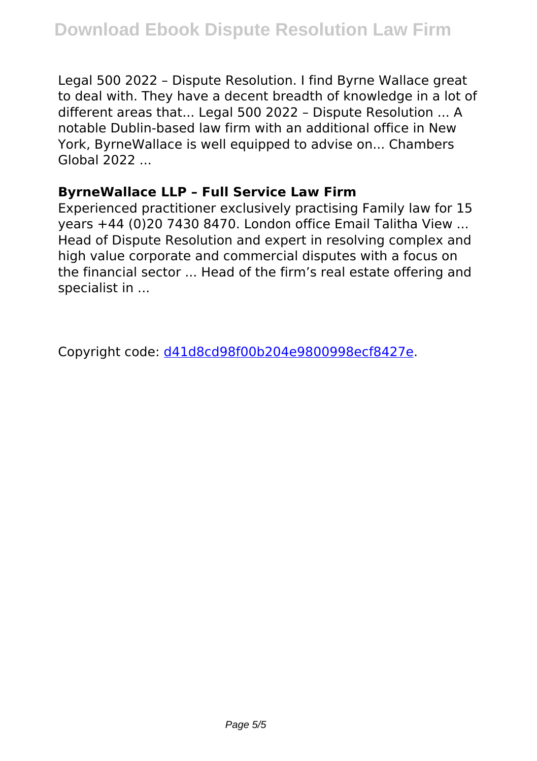Legal 500 2022 – Dispute Resolution. I find Byrne Wallace great to deal with. They have a decent breadth of knowledge in a lot of different areas that... Legal 500 2022 – Dispute Resolution ... A notable Dublin-based law firm with an additional office in New York, ByrneWallace is well equipped to advise on... Chambers Global 2022 ...

**ByrneWallace LLP – Full Service Law Firm**

Experienced practitioner exclusively practising Family law for 15 years +44 (0)20 7430 8470. London office Email Talitha View ... Head of Dispute Resolution and expert in resolving complex and high value corporate and commercial disputes with a focus on the financial sector ... Head of the firm's real estate offering and specialist in ...

Copyright code: [d41d8cd98f00b204e9800998ecf8427e](d41d8cd98f00b204e9800998ecf8427e).